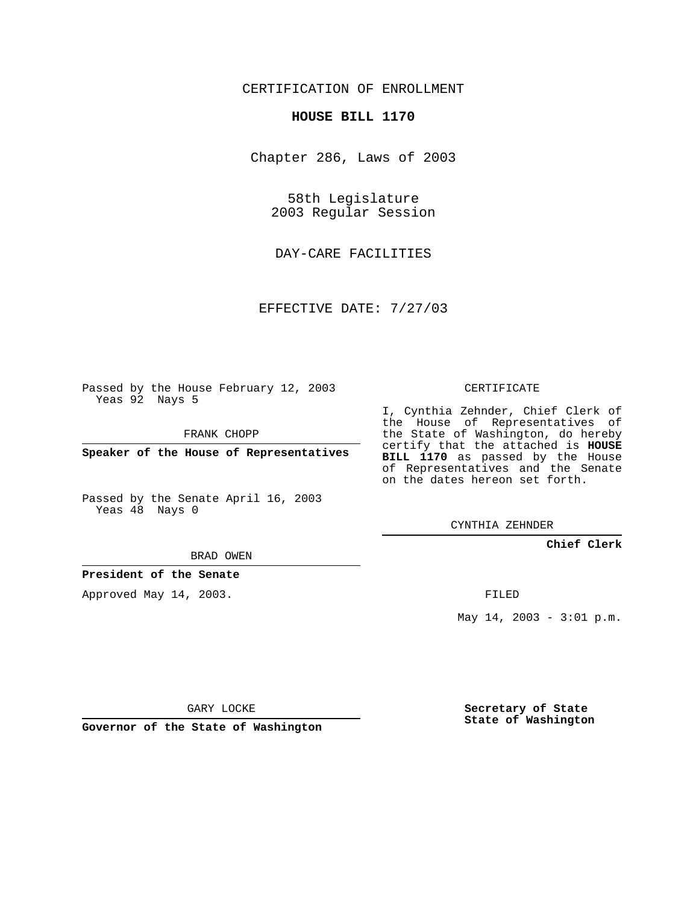CERTIFICATION OF ENROLLMENT

**HOUSE BILL 1170**

Chapter 286, Laws of 2003

58th Legislature
2003 Regular Session

DAY-CARE FACILITIES

EFFECTIVE DATE: 7/27/03

Passed by the House February 12, 2003
Yeas 92 Nays 5

FRANK CHOPP

**Speaker of the House of Representatives**

Passed by the Senate April 16, 2003
Yeas 48 Nays 0

BRAD OWEN

**President of the Senate**

Approved May 14, 2003.

GARY LOCKE

**Governor of the State of Washington**

CERTIFICATE

I, Cynthia Zehnder, Chief Clerk of the House of Representatives of the State of Washington, do hereby certify that the attached is **HOUSE BILL 1170** as passed by the House of Representatives and the Senate on the dates hereon set forth.

CYNTHIA ZEHNDER

**Chief Clerk**

FILED

May 14, 2003 - 3:01 p.m.

**Secretary of State**
**State of Washington**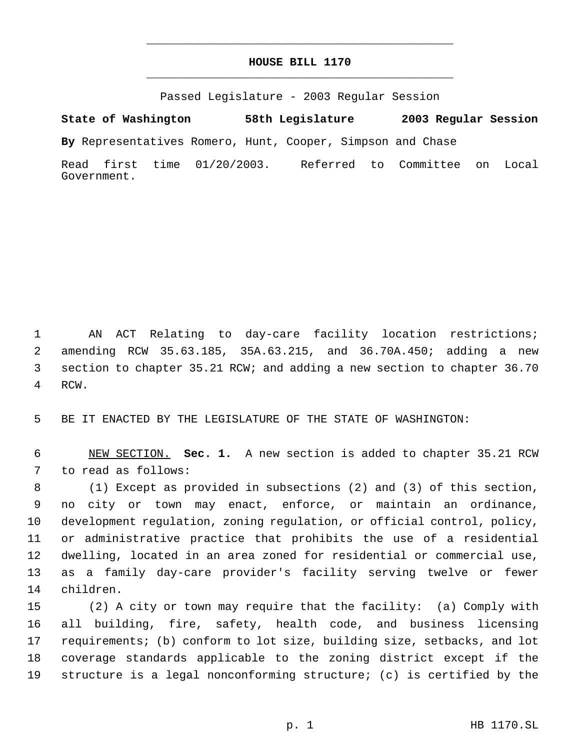# HOUSE BILL 1170

Passed Legislature - 2003 Regular Session

**State of Washington 58th Legislature 2003 Regular Session**

**By** Representatives Romero, Hunt, Cooper, Simpson and Chase

Read first time 01/20/2003. Referred to Committee on Local Government.

AN ACT Relating to day-care facility location restrictions; amending RCW 35.63.185, 35A.63.215, and 36.70A.450; adding a new section to chapter 35.21 RCW; and adding a new section to chapter 36.70 RCW.

BE IT ENACTED BY THE LEGISLATURE OF THE STATE OF WASHINGTON:

NEW SECTION. **Sec. 1.** A new section is added to chapter 35.21 RCW to read as follows:

(1) Except as provided in subsections (2) and (3) of this section, no city or town may enact, enforce, or maintain an ordinance, development regulation, zoning regulation, or official control, policy, or administrative practice that prohibits the use of a residential dwelling, located in an area zoned for residential or commercial use, as a family day-care provider's facility serving twelve or fewer children.

(2) A city or town may require that the facility: (a) Comply with all building, fire, safety, health code, and business licensing requirements; (b) conform to lot size, building size, setbacks, and lot coverage standards applicable to the zoning district except if the structure is a legal nonconforming structure; (c) is certified by the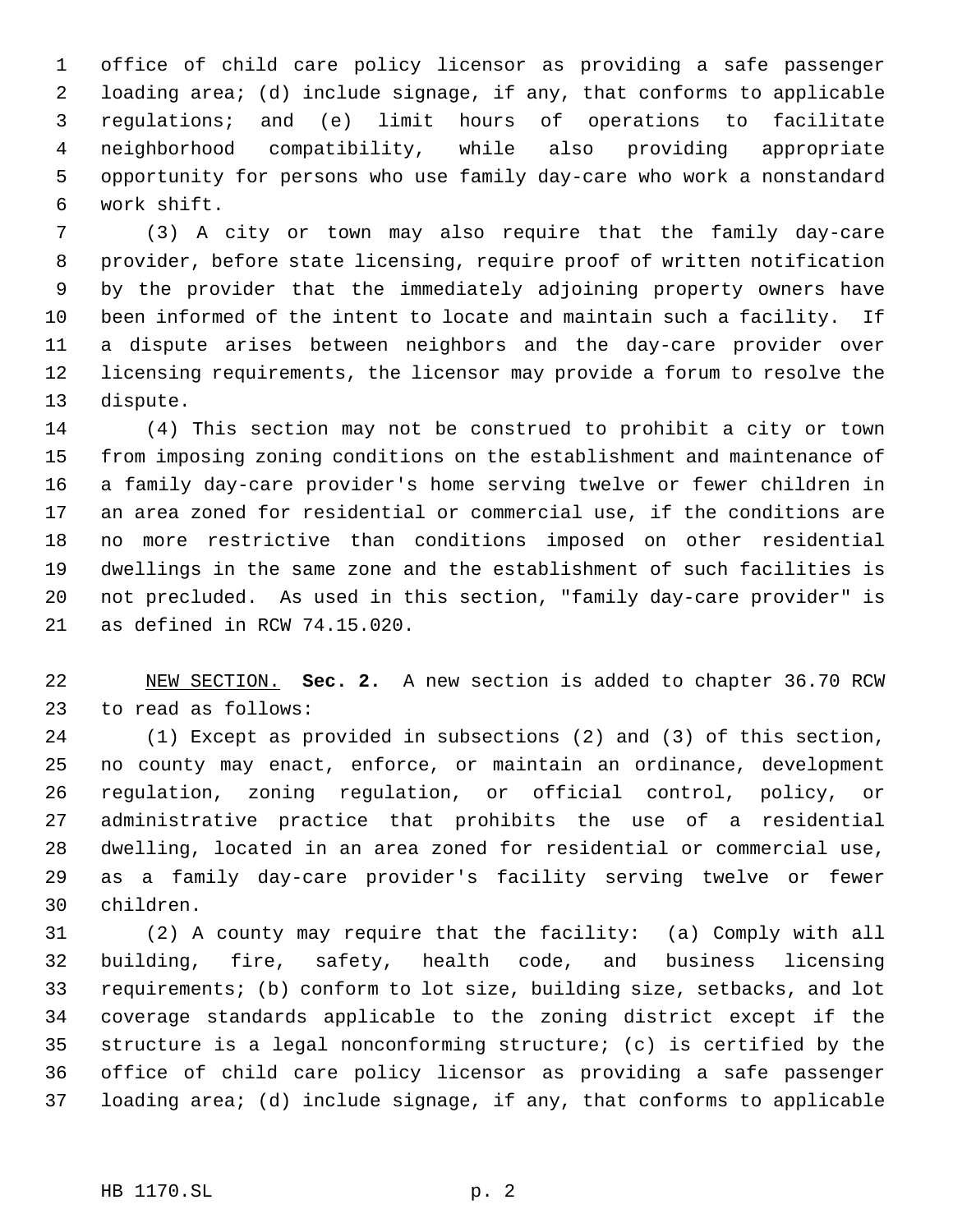office of child care policy licensor as providing a safe passenger loading area; (d) include signage, if any, that conforms to applicable regulations; and (e) limit hours of operations to facilitate neighborhood compatibility, while also providing appropriate opportunity for persons who use family day-care who work a nonstandard work shift.

(3) A city or town may also require that the family day-care provider, before state licensing, require proof of written notification by the provider that the immediately adjoining property owners have been informed of the intent to locate and maintain such a facility. If a dispute arises between neighbors and the day-care provider over licensing requirements, the licensor may provide a forum to resolve the dispute.

(4) This section may not be construed to prohibit a city or town from imposing zoning conditions on the establishment and maintenance of a family day-care provider's home serving twelve or fewer children in an area zoned for residential or commercial use, if the conditions are no more restrictive than conditions imposed on other residential dwellings in the same zone and the establishment of such facilities is not precluded. As used in this section, "family day-care provider" is as defined in RCW 74.15.020.

NEW SECTION. **Sec. 2.** A new section is added to chapter 36.70 RCW to read as follows:

(1) Except as provided in subsections (2) and (3) of this section, no county may enact, enforce, or maintain an ordinance, development regulation, zoning regulation, or official control, policy, or administrative practice that prohibits the use of a residential dwelling, located in an area zoned for residential or commercial use, as a family day-care provider's facility serving twelve or fewer children.

(2) A county may require that the facility: (a) Comply with all building, fire, safety, health code, and business licensing requirements; (b) conform to lot size, building size, setbacks, and lot coverage standards applicable to the zoning district except if the structure is a legal nonconforming structure; (c) is certified by the office of child care policy licensor as providing a safe passenger loading area; (d) include signage, if any, that conforms to applicable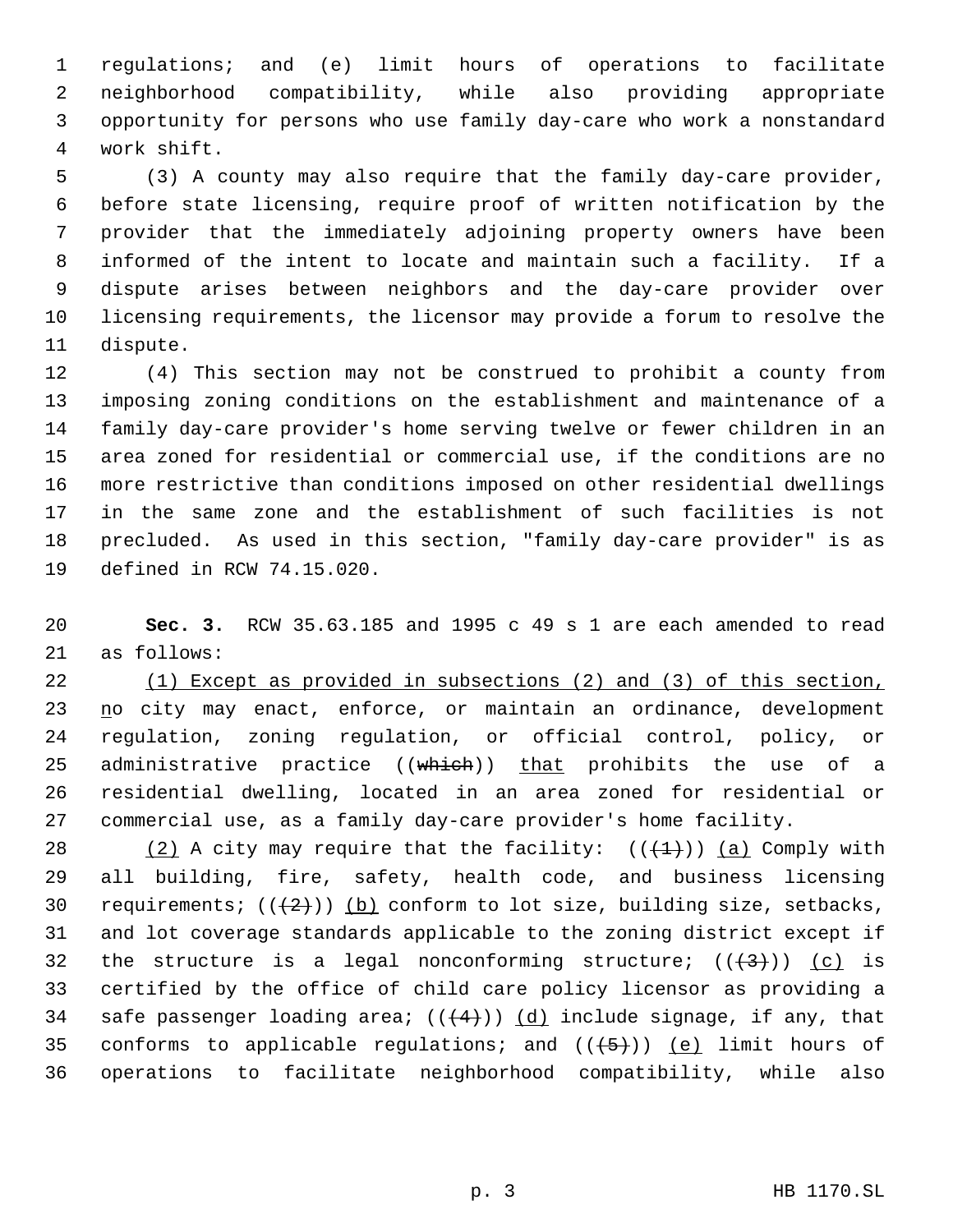regulations; and (e) limit hours of operations to facilitate neighborhood compatibility, while also providing appropriate opportunity for persons who use family day-care who work a nonstandard work shift.

(3) A county may also require that the family day-care provider, before state licensing, require proof of written notification by the provider that the immediately adjoining property owners have been informed of the intent to locate and maintain such a facility. If a dispute arises between neighbors and the day-care provider over licensing requirements, the licensor may provide a forum to resolve the dispute.

(4) This section may not be construed to prohibit a county from imposing zoning conditions on the establishment and maintenance of a family day-care provider's home serving twelve or fewer children in an area zoned for residential or commercial use, if the conditions are no more restrictive than conditions imposed on other residential dwellings in the same zone and the establishment of such facilities is not precluded. As used in this section, "family day-care provider" is as defined in RCW 74.15.020.

**Sec. 3.** RCW 35.63.185 and 1995 c 49 s 1 are each amended to read as follows:

<u>(1) Except as provided in subsections (2) and (3) of this section, n</u>o city may enact, enforce, or maintain an ordinance, development regulation, zoning regulation, or official control, policy, or administrative practice ((~~which~~)) <u>that</u> prohibits the use of a residential dwelling, located in an area zoned for residential or commercial use, as a family day-care provider's home facility.

<u>(2)</u> A city may require that the facility: ((~~(1)~~)) <u>(a)</u> Comply with all building, fire, safety, health code, and business licensing requirements; ((~~(2)~~)) <u>(b)</u> conform to lot size, building size, setbacks, and lot coverage standards applicable to the zoning district except if the structure is a legal nonconforming structure; ((~~(3)~~)) <u>(c)</u> is certified by the office of child care policy licensor as providing a safe passenger loading area; ((~~(4)~~)) <u>(d)</u> include signage, if any, that conforms to applicable regulations; and ((~~(5)~~)) <u>(e)</u> limit hours of operations to facilitate neighborhood compatibility, while also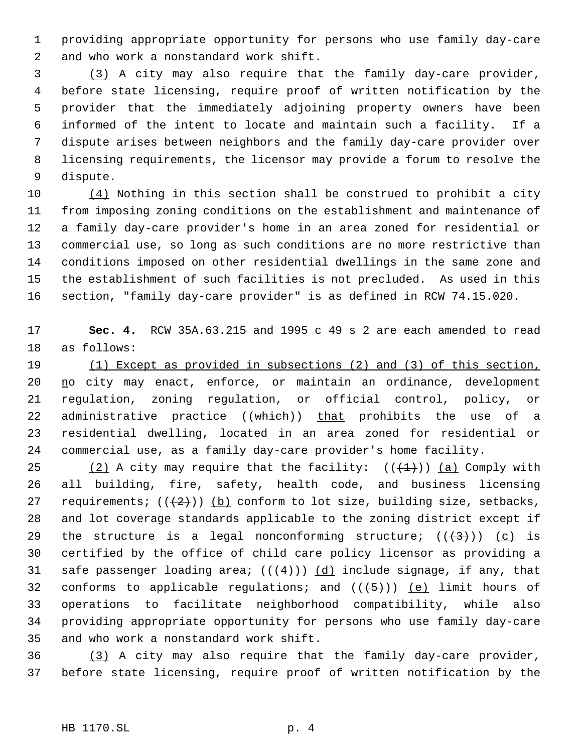providing appropriate opportunity for persons who use family day-care and who work a nonstandard work shift.

(3) A city may also require that the family day-care provider, before state licensing, require proof of written notification by the provider that the immediately adjoining property owners have been informed of the intent to locate and maintain such a facility. If a dispute arises between neighbors and the family day-care provider over licensing requirements, the licensor may provide a forum to resolve the dispute.

(4) Nothing in this section shall be construed to prohibit a city from imposing zoning conditions on the establishment and maintenance of a family day-care provider's home in an area zoned for residential or commercial use, so long as such conditions are no more restrictive than conditions imposed on other residential dwellings in the same zone and the establishment of such facilities is not precluded. As used in this section, "family day-care provider" is as defined in RCW 74.15.020.

**Sec. 4.** RCW 35A.63.215 and 1995 c 49 s 2 are each amended to read as follows:

(1) Except as provided in subsections (2) and (3) of this section, no city may enact, enforce, or maintain an ordinance, development regulation, zoning regulation, or official control, policy, or administrative practice ((which)) that prohibits the use of a residential dwelling, located in an area zoned for residential or commercial use, as a family day-care provider's home facility.

(2) A city may require that the facility: (((1))) (a) Comply with all building, fire, safety, health code, and business licensing requirements; (((2))) (b) conform to lot size, building size, setbacks, and lot coverage standards applicable to the zoning district except if the structure is a legal nonconforming structure; (((3))) (c) is certified by the office of child care policy licensor as providing a safe passenger loading area; (((4))) (d) include signage, if any, that conforms to applicable regulations; and (((5))) (e) limit hours of operations to facilitate neighborhood compatibility, while also providing appropriate opportunity for persons who use family day-care and who work a nonstandard work shift.

(3) A city may also require that the family day-care provider, before state licensing, require proof of written notification by the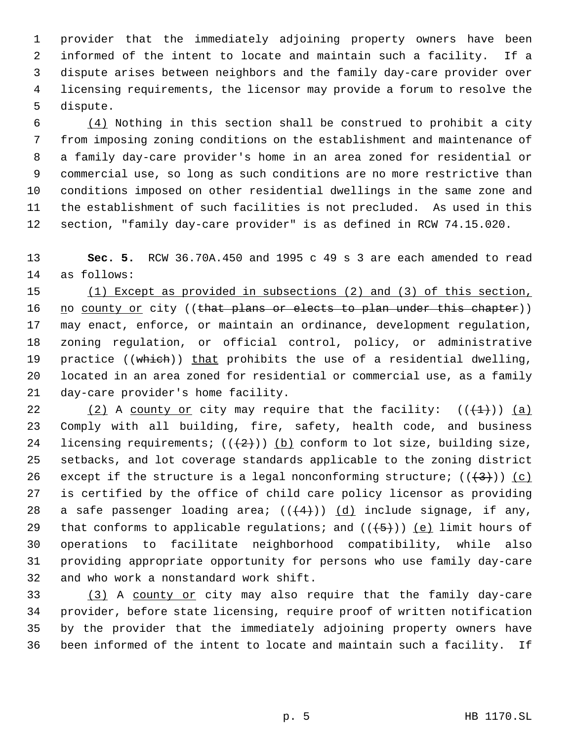provider that the immediately adjoining property owners have been informed of the intent to locate and maintain such a facility. If a dispute arises between neighbors and the family day-care provider over licensing requirements, the licensor may provide a forum to resolve the dispute.

(4) Nothing in this section shall be construed to prohibit a city from imposing zoning conditions on the establishment and maintenance of a family day-care provider's home in an area zoned for residential or commercial use, so long as such conditions are no more restrictive than conditions imposed on other residential dwellings in the same zone and the establishment of such facilities is not precluded. As used in this section, "family day-care provider" is as defined in RCW 74.15.020.

**Sec. 5.** RCW 36.70A.450 and 1995 c 49 s 3 are each amended to read as follows:

(1) Except as provided in subsections (2) and (3) of this section, no county or city ((that plans or elects to plan under this chapter)) may enact, enforce, or maintain an ordinance, development regulation, zoning regulation, or official control, policy, or administrative practice ((which)) that prohibits the use of a residential dwelling, located in an area zoned for residential or commercial use, as a family day-care provider's home facility.

(2) A county or city may require that the facility: (((1))) (a) Comply with all building, fire, safety, health code, and business licensing requirements; (((2))) (b) conform to lot size, building size, setbacks, and lot coverage standards applicable to the zoning district except if the structure is a legal nonconforming structure; (((3))) (c) is certified by the office of child care policy licensor as providing a safe passenger loading area; (((4))) (d) include signage, if any, that conforms to applicable regulations; and (((5))) (e) limit hours of operations to facilitate neighborhood compatibility, while also providing appropriate opportunity for persons who use family day-care and who work a nonstandard work shift.

(3) A county or city may also require that the family day-care provider, before state licensing, require proof of written notification by the provider that the immediately adjoining property owners have been informed of the intent to locate and maintain such a facility. If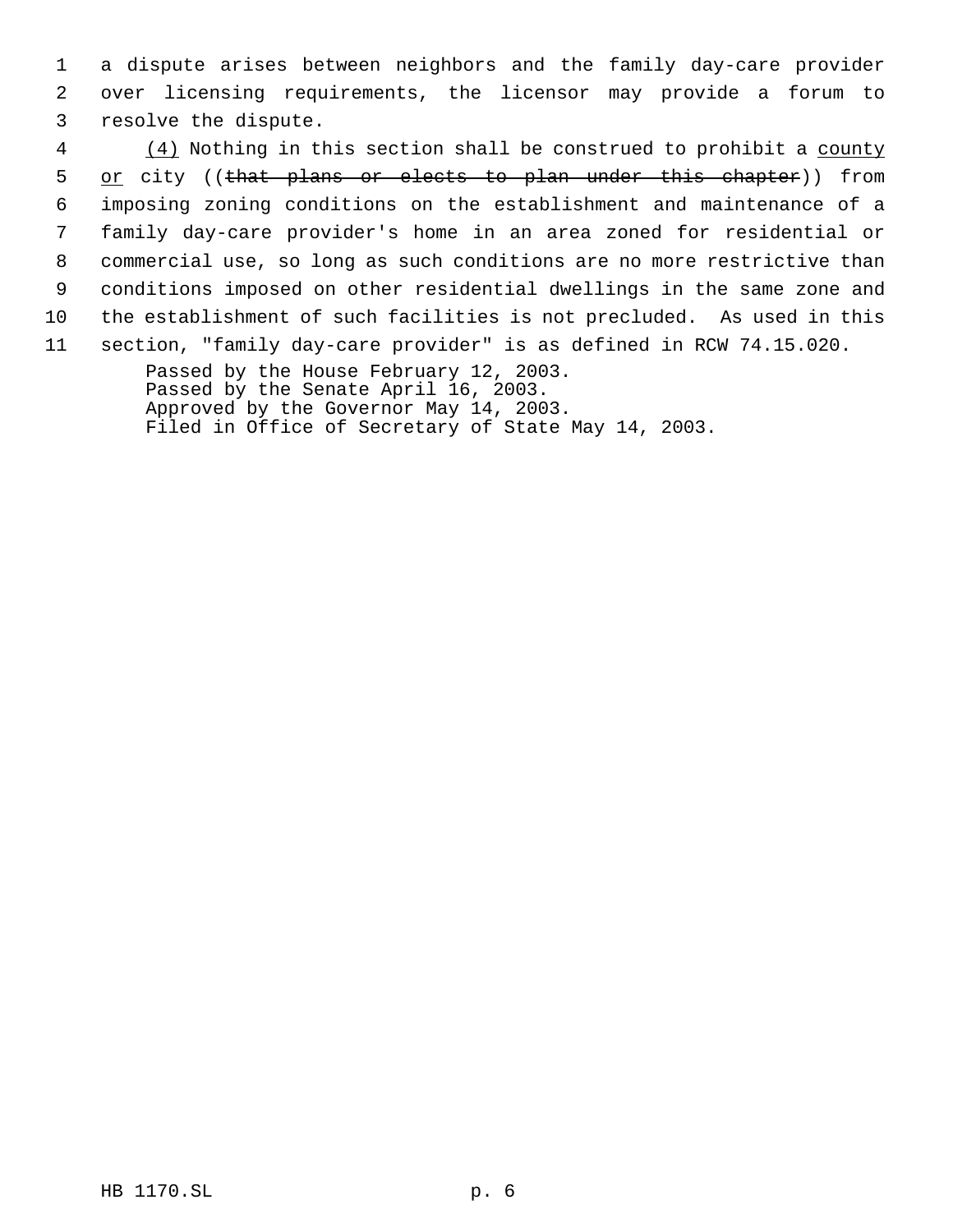a dispute arises between neighbors and the family day-care provider over licensing requirements, the licensor may provide a forum to resolve the dispute.

(4) Nothing in this section shall be construed to prohibit a county or city ((~~that plans or elects to plan under this chapter~~)) from imposing zoning conditions on the establishment and maintenance of a family day-care provider's home in an area zoned for residential or commercial use, so long as such conditions are no more restrictive than conditions imposed on other residential dwellings in the same zone and the establishment of such facilities is not precluded. As used in this section, "family day-care provider" is as defined in RCW 74.15.020.

Passed by the House February 12, 2003.
Passed by the Senate April 16, 2003.
Approved by the Governor May 14, 2003.
Filed in Office of Secretary of State May 14, 2003.